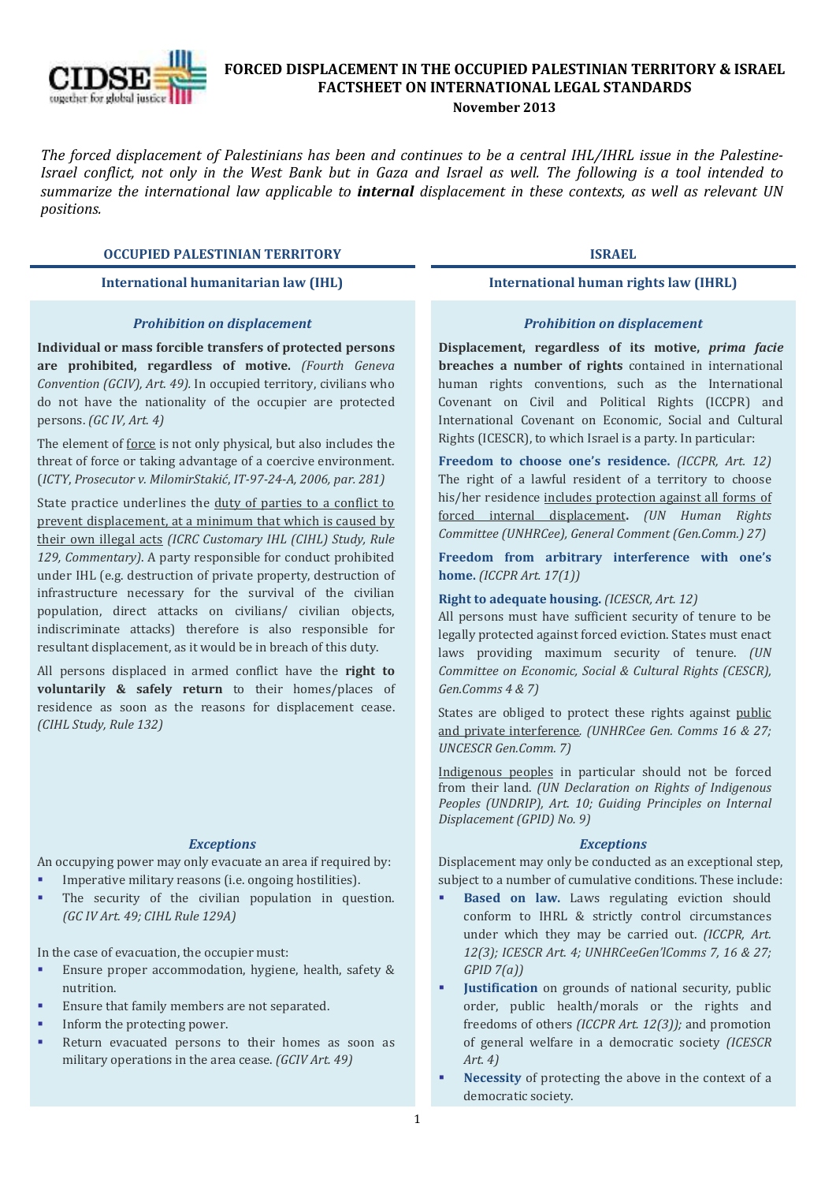# FORCED DISPLACEMENT IN THE OCCUPIED PALESTINIAN TERRITORY & ISRAEL FACTSHEET ON INTERNATIONAL LEGAL STANDARDS

**November 2013**

*The forced displacement of Palestinians has been and continues to be a central IHL/IHRL issue in the Palestine-Israel conflict, not only in the West Bank but in Gaza and Israel as well. The following is a tool intended to summarize the international law applicable to* ***internal*** *displacement in these contexts, as well as relevant UN positions.*

## OCCUPIED PALESTINIAN TERRITORY

### International humanitarian law (IHL)

#### *Prohibition on displacement*

**Individual or mass forcible transfers of protected persons are prohibited, regardless of motive.** *(Fourth Geneva Convention (GCIV), Art. 49).* In occupied territory, civilians who do not have the nationality of the occupier are protected persons. *(GC IV, Art. 4)*

The element of force is not only physical, but also includes the threat of force or taking advantage of a coercive environment. (*ICTY, Prosecutor v. MilomirStakić, IT-97-24-A, 2006, par. 281)*

State practice underlines the duty of parties to a conflict to prevent displacement, at a minimum that which is caused by their own illegal acts *(ICRC Customary IHL (CIHL) Study, Rule 129, Commentary)*. A party responsible for conduct prohibited under IHL (e.g. destruction of private property, destruction of infrastructure necessary for the survival of the civilian population, direct attacks on civilians/ civilian objects, indiscriminate attacks) therefore is also responsible for resultant displacement, as it would be in breach of this duty.

All persons displaced in armed conflict have the **right to voluntarily & safely return** to their homes/places of residence as soon as the reasons for displacement cease. *(CIHL Study, Rule 132)*

#### *Exceptions*

An occupying power may only evacuate an area if required by:

- Imperative military reasons (i.e. ongoing hostilities).
- The security of the civilian population in question. *(GC IV Art. 49; CIHL Rule 129A)*

In the case of evacuation, the occupier must:

- Ensure proper accommodation, hygiene, health, safety & nutrition.
- Ensure that family members are not separated.
- Inform the protecting power.
- Return evacuated persons to their homes as soon as military operations in the area cease. *(GCIV Art. 49)*

## ISRAEL

### International human rights law (IHRL)

#### *Prohibition on displacement*

**Displacement, regardless of its motive, *prima facie* breaches a number of rights** contained in international human rights conventions, such as the International Covenant on Civil and Political Rights (ICCPR) and International Covenant on Economic, Social and Cultural Rights (ICESCR), to which Israel is a party. In particular:

**Freedom to choose one's residence.** *(ICCPR, Art. 12)* The right of a lawful resident of a territory to choose his/her residence includes protection against all forms of forced internal displacement**.** *(UN Human Rights Committee (UNHRCee), General Comment (Gen.Comm.) 27)*

**Freedom from arbitrary interference with one's home.** *(ICCPR Art. 17(1))*

**Right to adequate housing.** *(ICESCR, Art. 12)*
All persons must have sufficient security of tenure to be legally protected against forced eviction. States must enact laws providing maximum security of tenure. *(UN Committee on Economic, Social & Cultural Rights (CESCR), Gen.Comms 4 & 7)*

States are obliged to protect these rights against public and private interference. *(UNHRCee Gen. Comms 16 & 27; UNCESCR Gen.Comm. 7)*

Indigenous peoples in particular should not be forced from their land. *(UN Declaration on Rights of Indigenous Peoples (UNDRIP), Art. 10; Guiding Principles on Internal Displacement (GPID) No. 9)*

#### *Exceptions*

Displacement may only be conducted as an exceptional step, subject to a number of cumulative conditions. These include:

- **Based on law.** Laws regulating eviction should conform to IHRL & strictly control circumstances under which they may be carried out. *(ICCPR, Art. 12(3); ICESCR Art. 4; UNHRCeeGen'lComms 7, 16 & 27; GPID 7(a))*
- **Justification** on grounds of national security, public order, public health/morals or the rights and freedoms of others *(ICCPR Art. 12(3));* and promotion of general welfare in a democratic society *(ICESCR Art. 4)*
- **Necessity** of protecting the above in the context of a democratic society.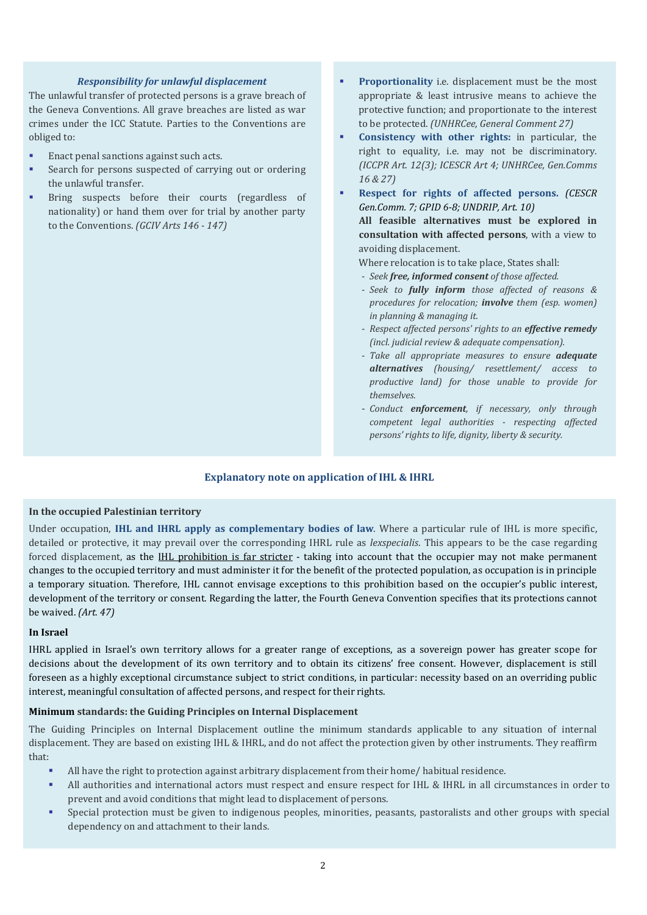### *Responsibility for unlawful displacement*

The unlawful transfer of protected persons is a grave breach of the Geneva Conventions. All grave breaches are listed as war crimes under the ICC Statute. Parties to the Conventions are obliged to:

- Enact penal sanctions against such acts.
- Search for persons suspected of carrying out or ordering the unlawful transfer.
- Bring suspects before their courts (regardless of nationality) or hand them over for trial by another party to the Conventions. *(GCIV Arts 146 - 147)*

- **Proportionality** i.e. displacement must be the most appropriate & least intrusive means to achieve the protective function; and proportionate to the interest to be protected. *(UNHRCee, General Comment 27)*
- **Consistency with other rights:** in particular, the right to equality, i.e. may not be discriminatory. *(ICCPR Art. 12(3); ICESCR Art 4; UNHRCee, Gen.Comms 16 & 27)*
- **Respect for rights of affected persons.** *(CESCR Gen.Comm. 7; GPID 6-8; UNDRIP, Art. 10)*

  **All feasible alternatives must be explored in consultation with affected persons**, with a view to avoiding displacement.

  Where relocation is to take place, States shall:
  - *Seek **free, informed consent** of those affected.*
  - *Seek to **fully inform** those affected of reasons & procedures for relocation; **involve** them (esp. women) in planning & managing it.*
  - *Respect affected persons' rights to an **effective remedy** (incl. judicial review & adequate compensation).*
  - *Take all appropriate measures to ensure **adequate alternatives** (housing/ resettlement/ access to productive land) for those unable to provide for themselves.*
  - *Conduct **enforcement**, if necessary, only through competent legal authorities - respecting affected persons' rights to life, dignity, liberty & security.*

## Explanatory note on application of IHL & IHRL

### In the occupied Palestinian territory

Under occupation, **IHL and IHRL apply as complementary bodies of law**. Where a particular rule of IHL is more specific, detailed or protective, it may prevail over the corresponding IHRL rule as *lexspecialis*. This appears to be the case regarding forced displacement, as the IHL prohibition is far stricter - taking into account that the occupier may not make permanent changes to the occupied territory and must administer it for the benefit of the protected population, as occupation is in principle a temporary situation. Therefore, IHL cannot envisage exceptions to this prohibition based on the occupier's public interest, development of the territory or consent. Regarding the latter, the Fourth Geneva Convention specifies that its protections cannot be waived. *(Art. 47)*

### In Israel

IHRL applied in Israel's own territory allows for a greater range of exceptions, as a sovereign power has greater scope for decisions about the development of its own territory and to obtain its citizens' free consent. However, displacement is still foreseen as a highly exceptional circumstance subject to strict conditions, in particular: necessity based on an overriding public interest, meaningful consultation of affected persons, and respect for their rights.

### Minimum standards: the Guiding Principles on Internal Displacement

The Guiding Principles on Internal Displacement outline the minimum standards applicable to any situation of internal displacement. They are based on existing IHL & IHRL, and do not affect the protection given by other instruments. They reaffirm that:

- All have the right to protection against arbitrary displacement from their home/ habitual residence.
- All authorities and international actors must respect and ensure respect for IHL & IHRL in all circumstances in order to prevent and avoid conditions that might lead to displacement of persons.
- Special protection must be given to indigenous peoples, minorities, peasants, pastoralists and other groups with special dependency on and attachment to their lands.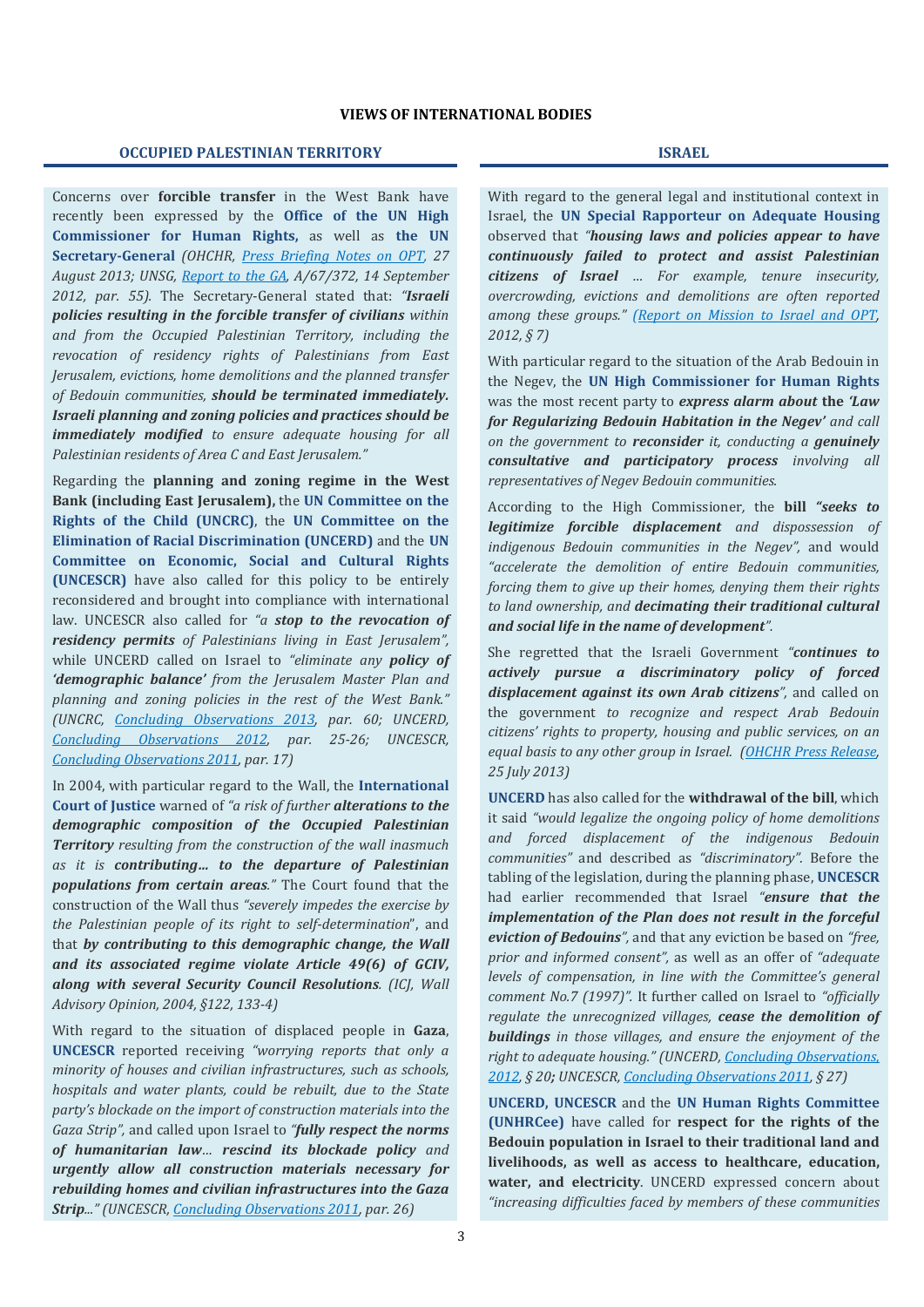## VIEWS OF INTERNATIONAL BODIES

### OCCUPIED PALESTINIAN TERRITORY

Concerns over **forcible transfer** in the West Bank have recently been expressed by the **Office of the UN High Commissioner for Human Rights,** as well as **the UN Secretary-General** *(OHCHR, Press Briefing Notes on OPT, 27 August 2013; UNSG, Report to the GA, A/67/372, 14 September 2012, par. 55).* The Secretary-General stated that: *"**Israeli policies resulting in the forcible transfer of civilians** within and from the Occupied Palestinian Territory, including the revocation of residency rights of Palestinians from East Jerusalem, evictions, home demolitions and the planned transfer of Bedouin communities, **should be terminated immediately. Israeli planning and zoning policies and practices should be immediately modified** to ensure adequate housing for all Palestinian residents of Area C and East Jerusalem."*

Regarding the **planning and zoning regime in the West Bank (including East Jerusalem),** the **UN Committee on the Rights of the Child (UNCRC)**, the **UN Committee on the Elimination of Racial Discrimination (UNCERD)** and the **UN Committee on Economic, Social and Cultural Rights (UNCESCR)** have also called for this policy to be entirely reconsidered and brought into compliance with international law. UNCESCR also called for *"a **stop to the revocation of residency permits** of Palestinians living in East Jerusalem"*, while UNCERD called on Israel to *"eliminate any **policy of 'demographic balance'** from the Jerusalem Master Plan and planning and zoning policies in the rest of the West Bank." (UNCRC, Concluding Observations 2013, par. 60; UNCERD, Concluding Observations 2012, par. 25-26; UNCESCR, Concluding Observations 2011, par. 17)*

In 2004, with particular regard to the Wall, the **International Court of Justice** warned of *"a risk of further **alterations to the demographic composition of the Occupied Palestinian Territory** resulting from the construction of the wall inasmuch as it is **contributing... to the departure of Palestinian populations from certain areas**."* The Court found that the construction of the Wall thus *"severely impedes the exercise by the Palestinian people of its right to self-determination*", and that ***by contributing to this demographic change, the Wall and its associated regime violate Article 49(6) of GCIV, along with several Security Council Resolutions***. *(ICJ, Wall Advisory Opinion, 2004, §122, 133-4)*

With regard to the situation of displaced people in **Gaza**, **UNCESCR** reported receiving *"worrying reports that only a minority of houses and civilian infrastructures, such as schools, hospitals and water plants, could be rebuilt, due to the State party's blockade on the import of construction materials into the Gaza Strip"*, and called upon Israel to *"**fully respect the norms of humanitarian law**... **rescind its blockade policy** and **urgently allow all construction materials necessary for rebuilding homes and civilian infrastructures into the Gaza Strip**..." (UNCESCR, Concluding Observations 2011, par. 26)*

### ISRAEL

With regard to the general legal and institutional context in Israel, the **UN Special Rapporteur on Adequate Housing** observed that *"**housing laws and policies appear to have continuously failed to protect and assist Palestinian citizens of Israel** ... For example, tenure insecurity, overcrowding, evictions and demolitions are often reported among these groups." (Report on Mission to Israel and OPT, 2012, § 7)*

With particular regard to the situation of the Arab Bedouin in the Negev, the **UN High Commissioner for Human Rights** was the most recent party to ***express alarm about* the *'Law for Regularizing Bedouin Habitation in the Negev'*** *and call on the government to **reconsider** it, conducting a **genuinely consultative and participatory process** involving all representatives of Negev Bedouin communities.*

According to the High Commissioner, the **bill** ***"seeks to legitimize forcible displacement*** *and dispossession of indigenous Bedouin communities in the Negev"*, and would *"accelerate the demolition of entire Bedouin communities, forcing them to give up their homes, denying them their rights to land ownership, and **decimating their traditional cultural and social life in the name of development**".*

She regretted that the Israeli Government *"**continues to actively pursue a discriminatory policy of forced displacement against its own Arab citizens**"*, and called on the government *to recognize and respect Arab Bedouin citizens' rights to property, housing and public services, on an equal basis to any other group in Israel. (OHCHR Press Release, 25 July 2013)*

**UNCERD** has also called for the **withdrawal of the bill**, which it said *"would legalize the ongoing policy of home demolitions and forced displacement of the indigenous Bedouin communities"* and described as *"discriminatory"*. Before the tabling of the legislation, during the planning phase, **UNCESCR** had earlier recommended that Israel *"**ensure that the implementation of the Plan does not result in the forceful eviction of Bedouins**"*, and that any eviction be based on *"free, prior and informed consent"*, as well as an offer of *"adequate levels of compensation, in line with the Committee's general comment No.7 (1997)"*. It further called on Israel to *"officially regulate the unrecognized villages, **cease the demolition of buildings** in those villages, and ensure the enjoyment of the right to adequate housing." (UNCERD, Concluding Observations, 2012, § 20**;** UNCESCR, Concluding Observations 2011, § 27)*

**UNCERD, UNCESCR** and the **UN Human Rights Committee (UNHRCee)** have called for **respect for the rights of the Bedouin population in Israel to their traditional land and livelihoods, as well as access to healthcare, education, water, and electricity**. UNCERD expressed concern about *"increasing difficulties faced by members of these communities*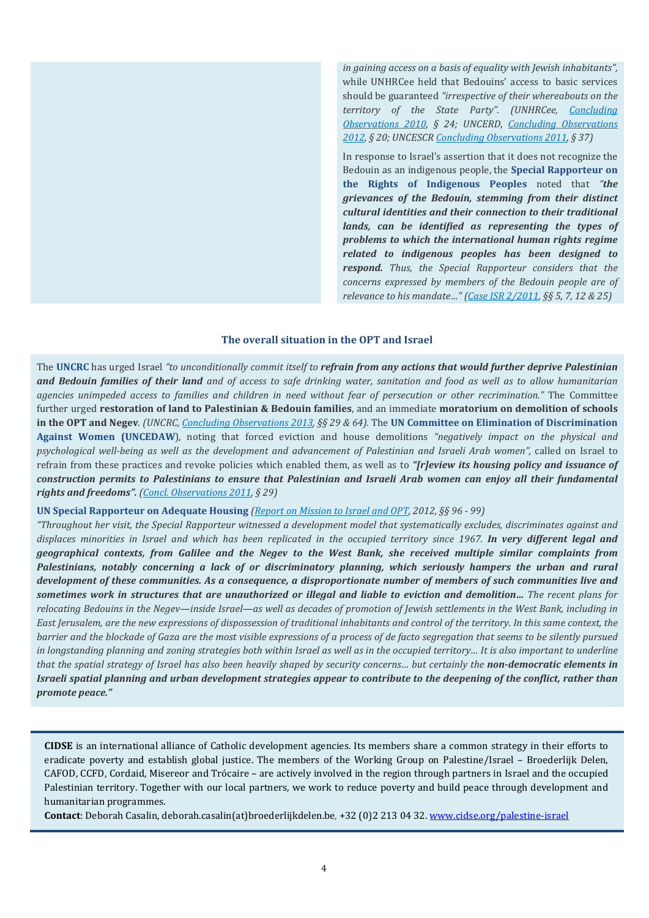*in gaining access on a basis of equality with Jewish inhabitants"*, while UNHRCee held that Bedouins' access to basic services should be guaranteed *"irrespective of their whereabouts on the territory of the State Party". (UNHRCee, Concluding Observations 2010, § 24; UNCERD, Concluding Observations 2012, § 20; UNCESCR Concluding Observations 2011, § 37)*

In response to Israel's assertion that it does not recognize the Bedouin as an indigenous people, the **Special Rapporteur on the Rights of Indigenous Peoples** noted that *"**the grievances of the Bedouin, stemming from their distinct cultural identities and their connection to their traditional lands, can be identified as representing the types of problems to which the international human rights regime related to indigenous peoples has been designed to respond.** Thus, the Special Rapporteur considers that the concerns expressed by members of the Bedouin people are of relevance to his mandate…" (Case ISR 2/2011, §§ 5, 7, 12 & 25)*

### The overall situation in the OPT and Israel

The **UNCRC** has urged Israel *"to unconditionally commit itself to **refrain from any actions that would further deprive Palestinian and Bedouin families of their land** and of access to safe drinking water, sanitation and food as well as to allow humanitarian agencies unimpeded access to families and children in need without fear of persecution or other recrimination."* The Committee further urged **restoration of land to Palestinian & Bedouin families**, and an immediate **moratorium on demolition of schools in the OPT and Negev**. *(UNCRC, Concluding Observations 2013, §§ 29 & 64).* The **UN Committee on Elimination of Discrimination Against Women (UNCEDAW)**, noting that forced eviction and house demolitions *"negatively impact on the physical and psychological well-being as well as the development and advancement of Palestinian and Israeli Arab women"*, called on Israel to refrain from these practices and revoke policies which enabled them, as well as to ***"[r]eview its housing policy and issuance of construction permits to Palestinians to ensure that Palestinian and Israeli Arab women can enjoy all their fundamental rights and freedoms".*** *(Concl. Observations 2011, § 29)*

**UN Special Rapporteur on Adequate Housing** *(Report on Mission to Israel and OPT, 2012, §§ 96 - 99)*

*"Throughout her visit, the Special Rapporteur witnessed a development model that systematically excludes, discriminates against and displaces minorities in Israel and which has been replicated in the occupied territory since 1967. **In very different legal and geographical contexts, from Galilee and the Negev to the West Bank, she received multiple similar complaints from Palestinians, notably concerning a lack of or discriminatory planning, which seriously hampers the urban and rural development of these communities. As a consequence, a disproportionate number of members of such communities live and sometimes work in structures that are unauthorized or illegal and liable to eviction and demolition…** The recent plans for relocating Bedouins in the Negev—inside Israel—as well as decades of promotion of Jewish settlements in the West Bank, including in East Jerusalem, are the new expressions of dispossession of traditional inhabitants and control of the territory. In this same context, the barrier and the blockade of Gaza are the most visible expressions of a process of de facto segregation that seems to be silently pursued in longstanding planning and zoning strategies both within Israel as well as in the occupied territory… It is also important to underline that the spatial strategy of Israel has also been heavily shaped by security concerns… but certainly the **non-democratic elements in Israeli spatial planning and urban development strategies appear to contribute to the deepening of the conflict, rather than promote peace."***

---

**CIDSE** is an international alliance of Catholic development agencies. Its members share a common strategy in their efforts to eradicate poverty and establish global justice. The members of the Working Group on Palestine/Israel – Broederlijk Delen, CAFOD, CCFD, Cordaid, Misereor and Trócaire – are actively involved in the region through partners in Israel and the occupied Palestinian territory. Together with our local partners, we work to reduce poverty and build peace through development and humanitarian programmes.

**Contact**: Deborah Casalin, deborah.casalin(at)broederlijkdelen.be, +32 (0)2 213 04 32. www.cidse.org/palestine-israel